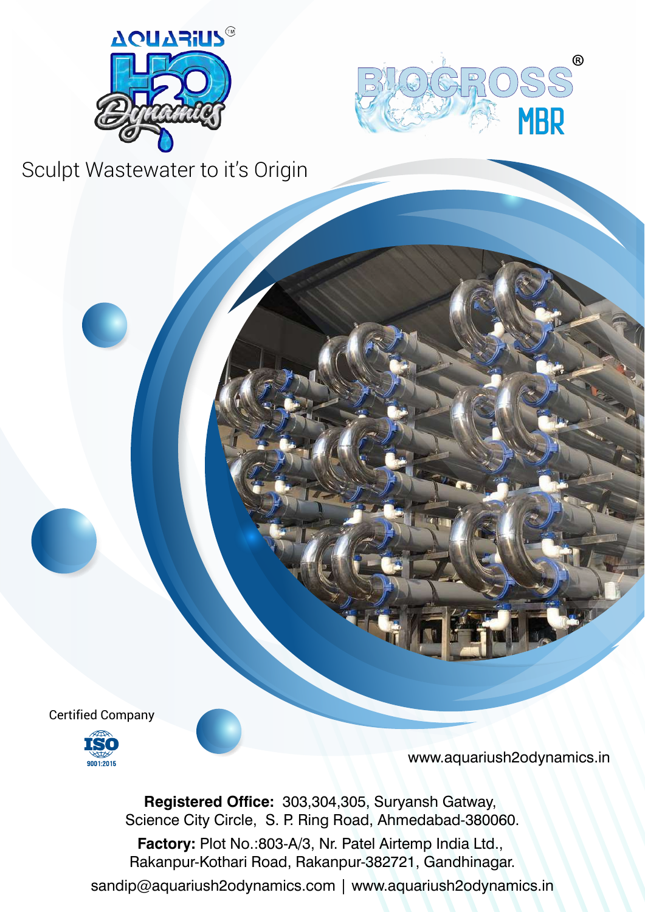AQUARIUS™ H2O Dynamics

BIOCROSS® MBR

Sculpt Wastewater to it's Origin

Certified Company

ISO 9001:2015

www.aquariush2odynamics.in

**Registered Office:** 303,304,305, Suryansh Gatway, Science City Circle, S. P. Ring Road, Ahmedabad-380060.

**Factory:** Plot No.:803-A/3, Nr. Patel Airtemp India Ltd., Rakanpur-Kothari Road, Rakanpur-382721, Gandhinagar.

sandip@aquariush2odynamics.com | www.aquariush2odynamics.in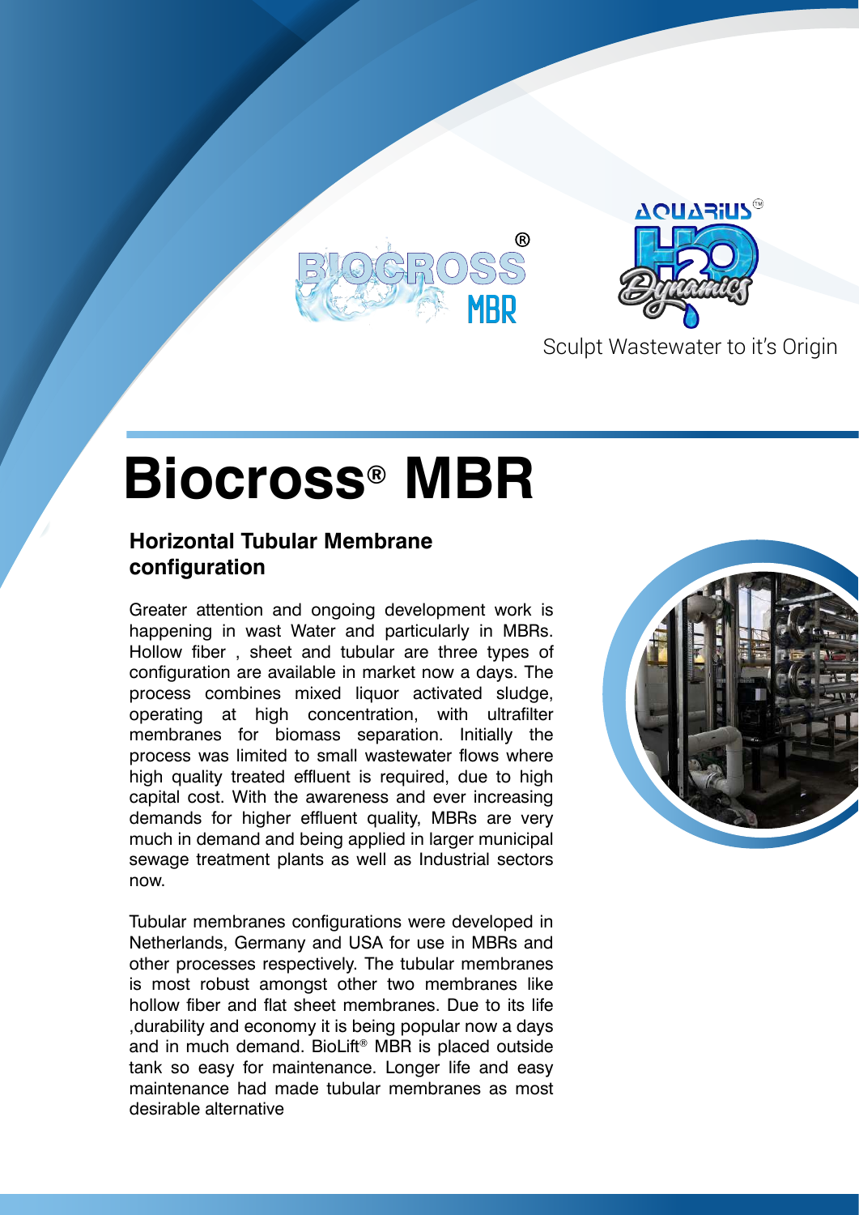BIOCROSS® MBR

AQUARIUS™ H2O Dynamics

Sculpt Wastewater to it's Origin

# Biocross® MBR

### Horizontal Tubular Membrane configuration

Greater attention and ongoing development work is happening in wast Water and particularly in MBRs. Hollow fiber , sheet and tubular are three types of configuration are available in market now a days. The process combines mixed liquor activated sludge, operating at high concentration, with ultrafilter membranes for biomass separation. Initially the process was limited to small wastewater flows where high quality treated effluent is required, due to high capital cost. With the awareness and ever increasing demands for higher effluent quality, MBRs are very much in demand and being applied in larger municipal sewage treatment plants as well as Industrial sectors now.

Tubular membranes configurations were developed in Netherlands, Germany and USA for use in MBRs and other processes respectively. The tubular membranes is most robust amongst other two membranes like hollow fiber and flat sheet membranes. Due to its life ,durability and economy it is being popular now a days and in much demand. BioLift® MBR is placed outside tank so easy for maintenance. Longer life and easy maintenance had made tubular membranes as most desirable alternative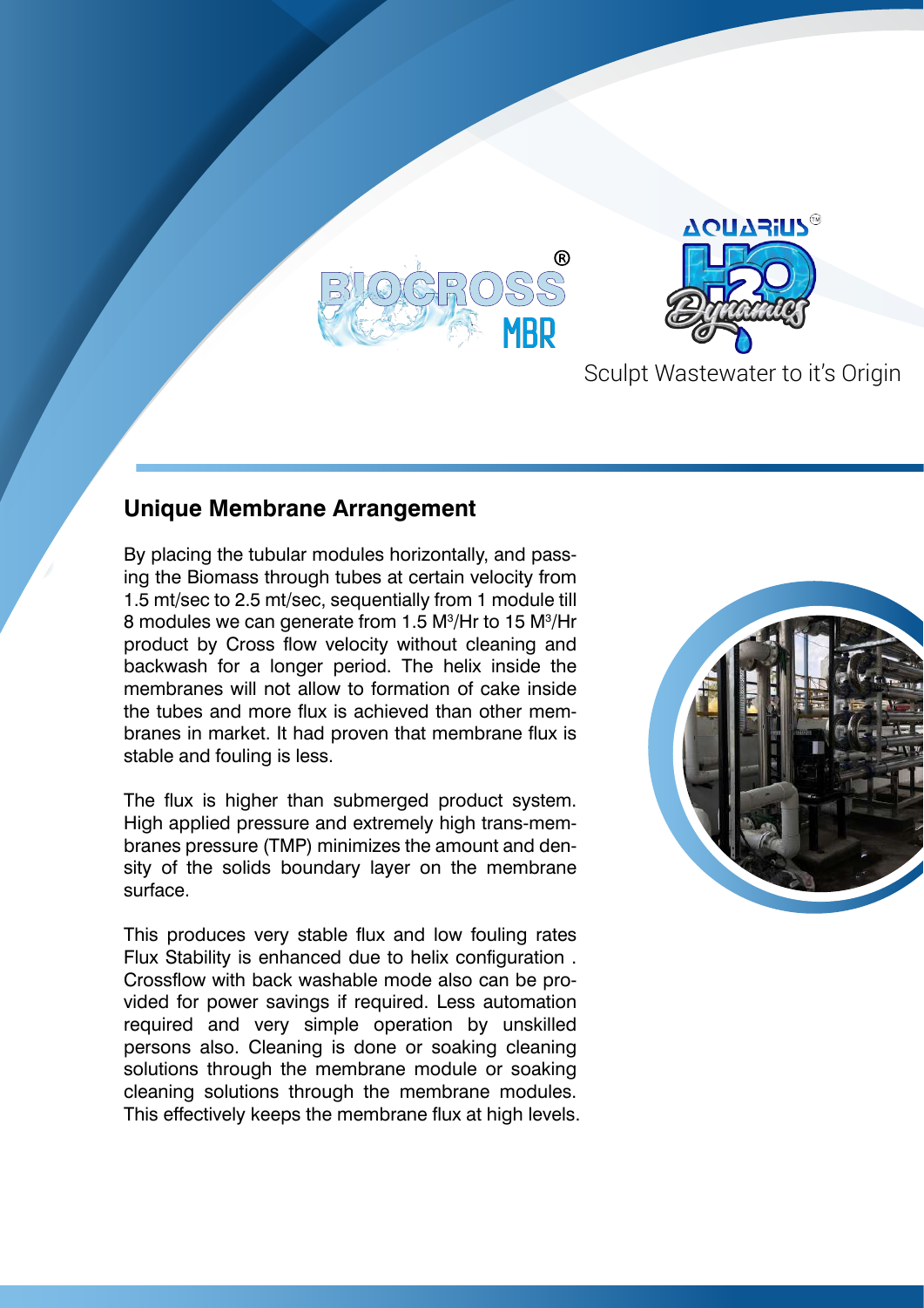BIOCROSS® MBR

AQUARIUS™ H2O Dynamics

Sculpt Wastewater to it's Origin

## Unique Membrane Arrangement

By placing the tubular modules horizontally, and passing the Biomass through tubes at certain velocity from 1.5 mt/sec to 2.5 mt/sec, sequentially from 1 module till 8 modules we can generate from 1.5 $M^3$/Hr to 15 $M^3$/Hr product by Cross flow velocity without cleaning and backwash for a longer period. The helix inside the membranes will not allow to formation of cake inside the tubes and more flux is achieved than other membranes in market. It had proven that membrane flux is stable and fouling is less.

The flux is higher than submerged product system. High applied pressure and extremely high trans-membranes pressure (TMP) minimizes the amount and density of the solids boundary layer on the membrane surface.

This produces very stable flux and low fouling rates Flux Stability is enhanced due to helix configuration . Crossflow with back washable mode also can be provided for power savings if required. Less automation required and very simple operation by unskilled persons also. Cleaning is done or soaking cleaning solutions through the membrane module or soaking cleaning solutions through the membrane modules. This effectively keeps the membrane flux at high levels.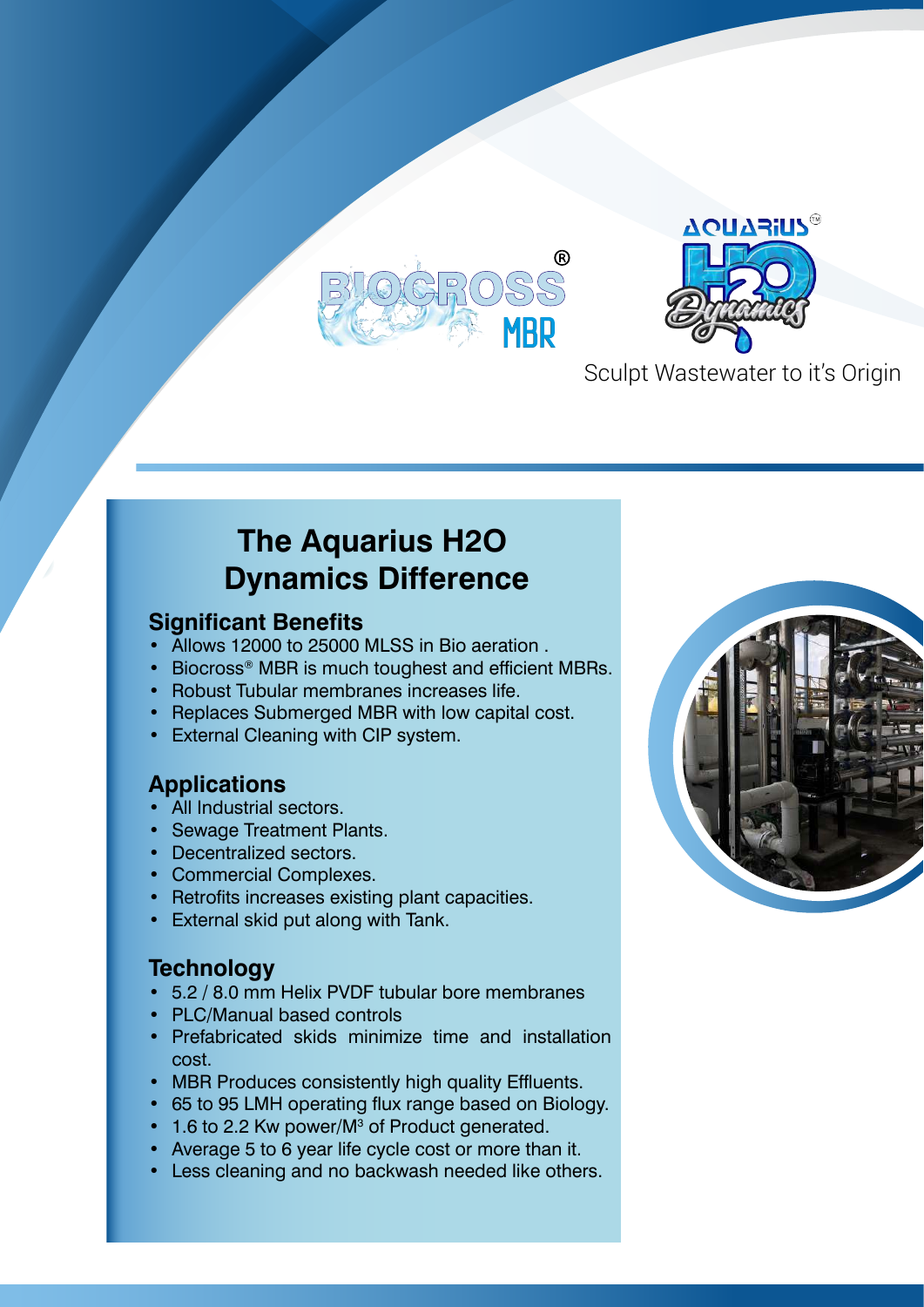BIOCROSS® MBR

AQUARIUS™ H2O Dynamics

Sculpt Wastewater to it's Origin

# The Aquarius H2O Dynamics Difference

## Significant Benefits

- Allows 12000 to 25000 MLSS in Bio aeration .
- Biocross® MBR is much toughest and efficient MBRs.
- Robust Tubular membranes increases life.
- Replaces Submerged MBR with low capital cost.
- External Cleaning with CIP system.

## Applications

- All Industrial sectors.
- Sewage Treatment Plants.
- Decentralized sectors.
- Commercial Complexes.
- Retrofits increases existing plant capacities.
- External skid put along with Tank.

## Technology

- 5.2 / 8.0 mm Helix PVDF tubular bore membranes
- PLC/Manual based controls
- Prefabricated skids minimize time and installation cost.
- MBR Produces consistently high quality Effluents.
- 65 to 95 LMH operating flux range based on Biology.
- 1.6 to 2.2 Kw power/$M^3$ of Product generated.
- Average 5 to 6 year life cycle cost or more than it.
- Less cleaning and no backwash needed like others.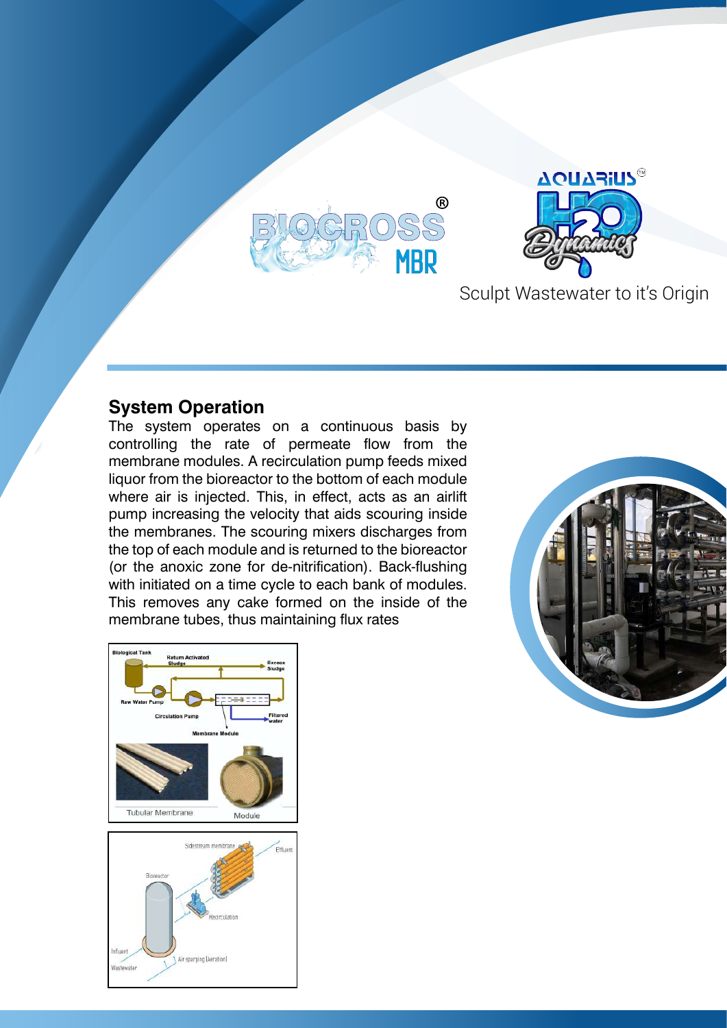Sculpt Wastewater to it's Origin

## System Operation

The system operates on a continuous basis by controlling the rate of permeate flow from the membrane modules. A recirculation pump feeds mixed liquor from the bioreactor to the bottom of each module where air is injected. This, in effect, acts as an airlift pump increasing the velocity that aids scouring inside the membranes. The scouring mixers discharges from the top of each module and is returned to the bioreactor (or the anoxic zone for de-nitrification). Back-flushing with initiated on a time cycle to each bank of modules. This removes any cake formed on the inside of the membrane tubes, thus maintaining flux rates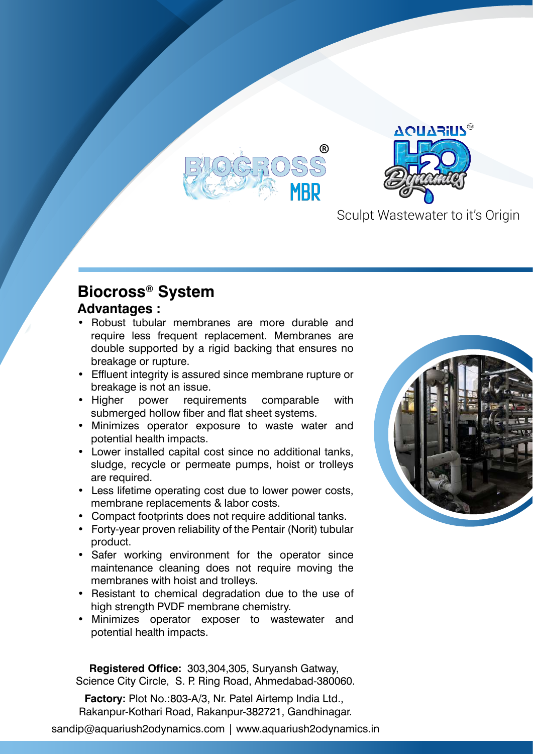BIOCROSS® MBR

AQUARIUS™ H2O Dynamics

Sculpt Wastewater to it's Origin

## Biocross® System

### Advantages :

- Robust tubular membranes are more durable and require less frequent replacement. Membranes are double supported by a rigid backing that ensures no breakage or rupture.
- Effluent integrity is assured since membrane rupture or breakage is not an issue.
- Higher power requirements comparable with submerged hollow fiber and flat sheet systems.
- Minimizes operator exposure to waste water and potential health impacts.
- Lower installed capital cost since no additional tanks, sludge, recycle or permeate pumps, hoist or trolleys are required.
- Less lifetime operating cost due to lower power costs, membrane replacements & labor costs.
- Compact footprints does not require additional tanks.
- Forty-year proven reliability of the Pentair (Norit) tubular product.
- Safer working environment for the operator since maintenance cleaning does not require moving the membranes with hoist and trolleys.
- Resistant to chemical degradation due to the use of high strength PVDF membrane chemistry.
- Minimizes operator exposer to wastewater and potential health impacts.

**Registered Office:** 303,304,305, Suryansh Gatway, Science City Circle, S. P. Ring Road, Ahmedabad-380060.

**Factory:** Plot No.:803-A/3, Nr. Patel Airtemp India Ltd., Rakanpur-Kothari Road, Rakanpur-382721, Gandhinagar.

sandip@aquariush2odynamics.com | www.aquariush2odynamics.in